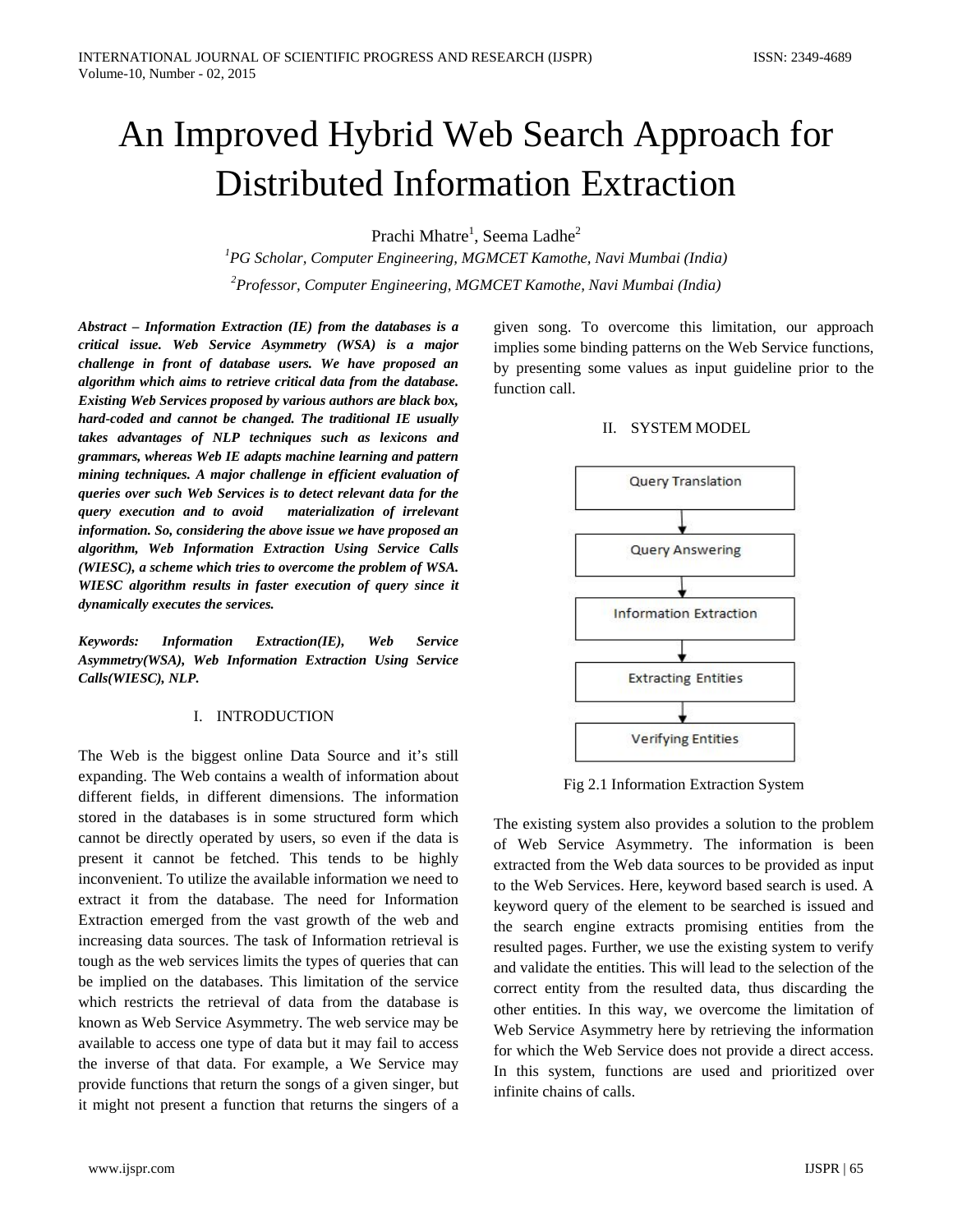# An Improved Hybrid Web Search Approach for Distributed Information Extraction

Prachi Mhatre[1], Seema Ladhe[2]

[1]*PG Scholar, Computer Engineering, MGMCET Kamothe, Navi Mumbai (India)*

[2]*Professor, Computer Engineering, MGMCET Kamothe, Navi Mumbai (India)*

***Abstract – Information Extraction (IE) from the databases is a critical issue. Web Service Asymmetry (WSA) is a major challenge in front of database users. We have proposed an algorithm which aims to retrieve critical data from the database. Existing Web Services proposed by various authors are black box, hard-coded and cannot be changed. The traditional IE usually takes advantages of NLP techniques such as lexicons and grammars, whereas Web IE adapts machine learning and pattern mining techniques. A major challenge in efficient evaluation of queries over such Web Services is to detect relevant data for the query execution and to avoid materialization of irrelevant information. So, considering the above issue we have proposed an algorithm, Web Information Extraction Using Service Calls (WIESC), a scheme which tries to overcome the problem of WSA. WIESC algorithm results in faster execution of query since it dynamically executes the services.***

***Keywords: Information Extraction(IE), Web Service Asymmetry(WSA), Web Information Extraction Using Service Calls(WIESC), NLP.***

## I. INTRODUCTION

The Web is the biggest online Data Source and it's still expanding. The Web contains a wealth of information about different fields, in different dimensions. The information stored in the databases is in some structured form which cannot be directly operated by users, so even if the data is present it cannot be fetched. This tends to be highly inconvenient. To utilize the available information we need to extract it from the database. The need for Information Extraction emerged from the vast growth of the web and increasing data sources. The task of Information retrieval is tough as the web services limits the types of queries that can be implied on the databases. This limitation of the service which restricts the retrieval of data from the database is known as Web Service Asymmetry. The web service may be available to access one type of data but it may fail to access the inverse of that data. For example, a We Service may provide functions that return the songs of a given singer, but it might not present a function that returns the singers of a given song. To overcome this limitation, our approach implies some binding patterns on the Web Service functions, by presenting some values as input guideline prior to the function call.

## II. SYSTEM MODEL

Query Translation → Query Answering → Information Extraction → Extracting Entities → Verifying Entities

Fig 2.1 Information Extraction System

The existing system also provides a solution to the problem of Web Service Asymmetry. The information is been extracted from the Web data sources to be provided as input to the Web Services. Here, keyword based search is used. A keyword query of the element to be searched is issued and the search engine extracts promising entities from the resulted pages. Further, we use the existing system to verify and validate the entities. This will lead to the selection of the correct entity from the resulted data, thus discarding the other entities. In this way, we overcome the limitation of Web Service Asymmetry here by retrieving the information for which the Web Service does not provide a direct access. In this system, functions are used and prioritized over infinite chains of calls.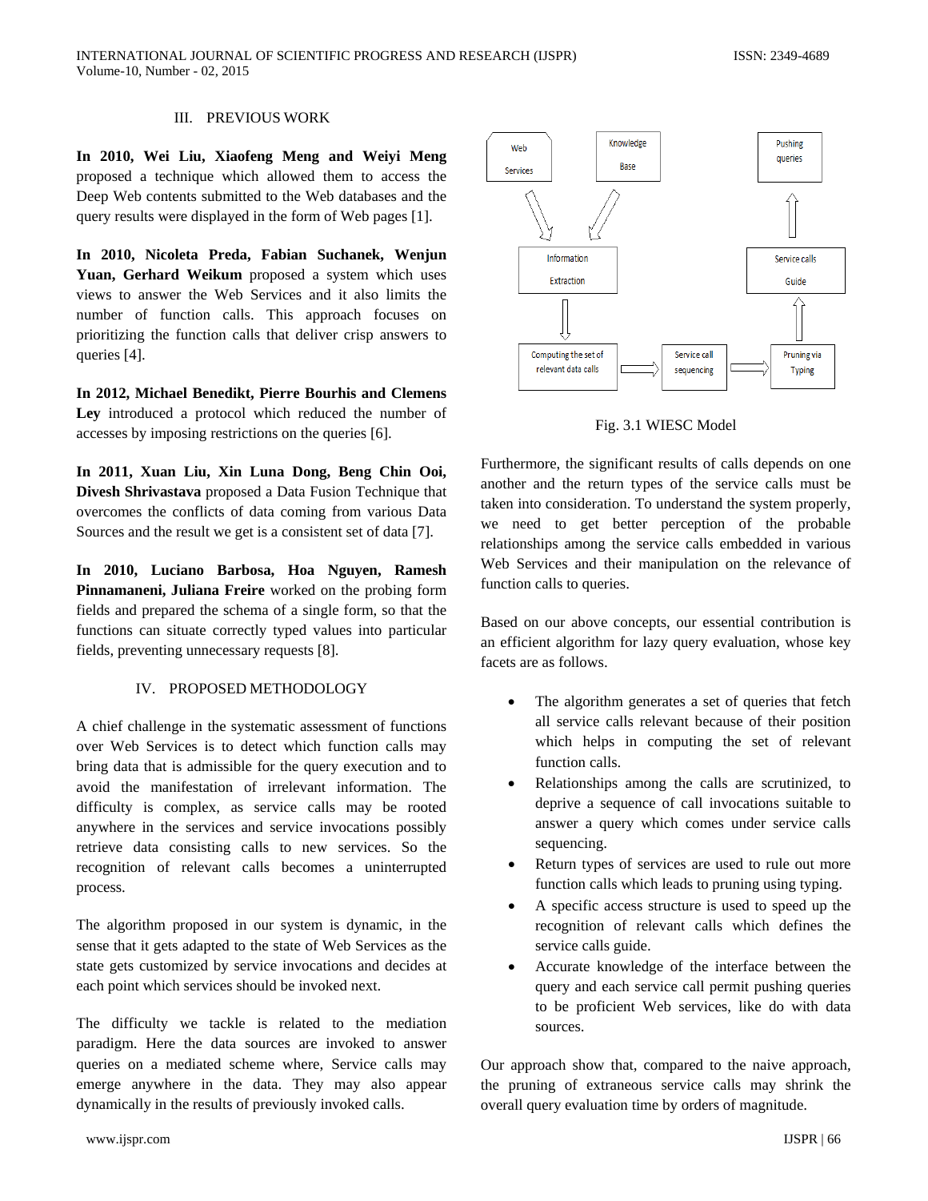## III. PREVIOUS WORK

**In 2010, Wei Liu, Xiaofeng Meng and Weiyi Meng** proposed a technique which allowed them to access the Deep Web contents submitted to the Web databases and the query results were displayed in the form of Web pages [1].

**In 2010, Nicoleta Preda, Fabian Suchanek, Wenjun Yuan, Gerhard Weikum** proposed a system which uses views to answer the Web Services and it also limits the number of function calls. This approach focuses on prioritizing the function calls that deliver crisp answers to queries [4].

**In 2012, Michael Benedikt, Pierre Bourhis and Clemens Ley** introduced a protocol which reduced the number of accesses by imposing restrictions on the queries [6].

**In 2011, Xuan Liu, Xin Luna Dong, Beng Chin Ooi, Divesh Shrivastava** proposed a Data Fusion Technique that overcomes the conflicts of data coming from various Data Sources and the result we get is a consistent set of data [7].

**In 2010, Luciano Barbosa, Hoa Nguyen, Ramesh Pinnamaneni, Juliana Freire** worked on the probing form fields and prepared the schema of a single form, so that the functions can situate correctly typed values into particular fields, preventing unnecessary requests [8].

## IV. PROPOSED METHODOLOGY

A chief challenge in the systematic assessment of functions over Web Services is to detect which function calls may bring data that is admissible for the query execution and to avoid the manifestation of irrelevant information. The difficulty is complex, as service calls may be rooted anywhere in the services and service invocations possibly retrieve data consisting calls to new services. So the recognition of relevant calls becomes a uninterrupted process.

The algorithm proposed in our system is dynamic, in the sense that it gets adapted to the state of Web Services as the state gets customized by service invocations and decides at each point which services should be invoked next.

The difficulty we tackle is related to the mediation paradigm. Here the data sources are invoked to answer queries on a mediated scheme where, Service calls may emerge anywhere in the data. They may also appear dynamically in the results of previously invoked calls.

Web Services

Knowledge Base

Pushing queries

Information Extraction

Service calls Guide

Computing the set of relevant data calls

Service call sequencing

Pruning via Typing

Fig. 3.1 WIESC Model

Furthermore, the significant results of calls depends on one another and the return types of the service calls must be taken into consideration. To understand the system properly, we need to get better perception of the probable relationships among the service calls embedded in various Web Services and their manipulation on the relevance of function calls to queries.

Based on our above concepts, our essential contribution is an efficient algorithm for lazy query evaluation, whose key facets are as follows.

- The algorithm generates a set of queries that fetch all service calls relevant because of their position which helps in computing the set of relevant function calls.
- Relationships among the calls are scrutinized, to deprive a sequence of call invocations suitable to answer a query which comes under service calls sequencing.
- Return types of services are used to rule out more function calls which leads to pruning using typing.
- A specific access structure is used to speed up the recognition of relevant calls which defines the service calls guide.
- Accurate knowledge of the interface between the query and each service call permit pushing queries to be proficient Web services, like do with data sources.

Our approach show that, compared to the naive approach, the pruning of extraneous service calls may shrink the overall query evaluation time by orders of magnitude.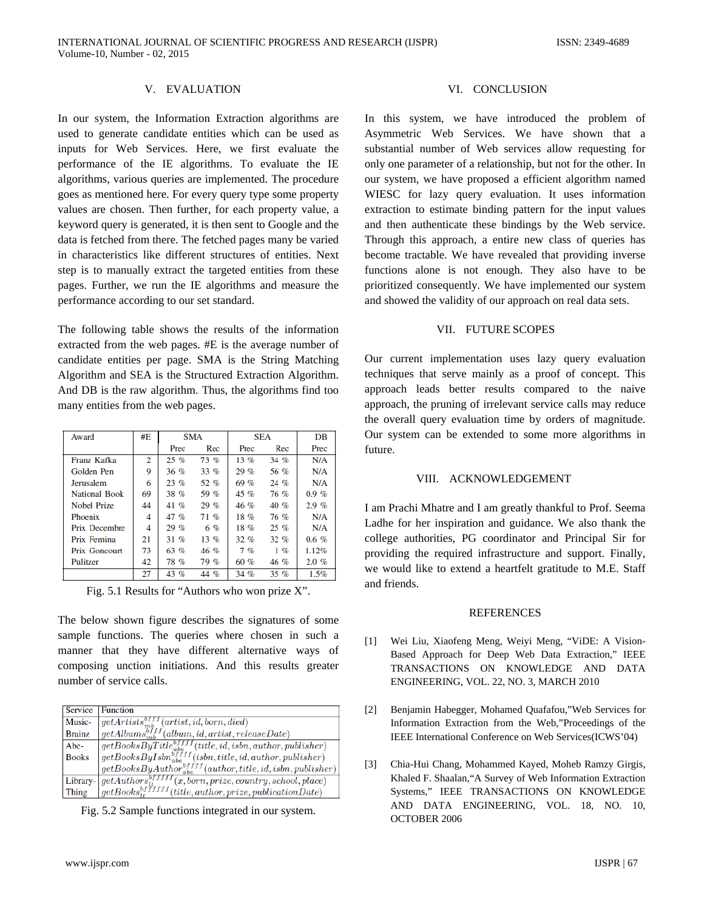## V. EVALUATION

In our system, the Information Extraction algorithms are used to generate candidate entities which can be used as inputs for Web Services. Here, we first evaluate the performance of the IE algorithms. To evaluate the IE algorithms, various queries are implemented. The procedure goes as mentioned here. For every query type some property values are chosen. Then further, for each property value, a keyword query is generated, it is then sent to Google and the data is fetched from there. The fetched pages many be varied in characteristics like different structures of entities. Next step is to manually extract the targeted entities from these pages. Further, we run the IE algorithms and measure the performance according to our set standard.

The following table shows the results of the information extracted from the web pages. #E is the average number of candidate entities per page. SMA is the String Matching Algorithm and SEA is the Structured Extraction Algorithm. And DB is the raw algorithm. Thus, the algorithms find too many entities from the web pages.

| Award | #E | SMA | | SEA | | DB |
|---|---|---|---|---|---|---|
| | | Prec | Rec | Prec | Rec | Prec |
| Franz Kafka | 2 | 25 % | 73 % | 13 % | 34 % | N/A |
| Golden Pen | 9 | 36 % | 33 % | 29 % | 56 % | N/A |
| Jerusalem | 6 | 23 % | 52 % | 69 % | 24 % | N/A |
| National Book | 69 | 38 % | 59 % | 45 % | 76 % | 0.9 % |
| Nobel Prize | 44 | 41 % | 29 % | 46 % | 40 % | 2.9 % |
| Phoenix | 4 | 47 % | 71 % | 18 % | 76 % | N/A |
| Prix Decembre | 4 | 29 % | 6 % | 18 % | 25 % | N/A |
| Prix Femina | 21 | 31 % | 13 % | 32 % | 32 % | 0.6 % |
| Prix Goncourt | 73 | 63 % | 46 % | 7 % | 1 % | 1.12% |
| Pulitzer | 42 | 78 % | 79 % | 60 % | 46 % | 2.0 % |
| | 27 | 43 % | 44 % | 34 % | 35 % | 1.5% |

Fig. 5.1 Results for "Authors who won prize X".

The below shown figure describes the signatures of some sample functions. The queries where chosen in such a manner that they have different alternative ways of composing unction initiations. And this results greater number of service calls.

| Service | Function |
|---|---|
| Music-Brainz | $getArtists_{mb}^{bfff}(artist, id, born, died)$ <br> $getAlbums_{mb}^{bfff}(album, id, artist, releaseDate)$ |
| Abe-Books | $getBooksByTitle_{abe}^{bffff}(title, id, isbn, author, publisher)$ <br> $getBooksByIsbn_{abe}^{bffff}(isbn, title, id, author, publisher)$ <br> $getBooksByAuthor_{abe}^{bffff}(author, title, id, isbn, publisher)$ |
| Library-Thing | $getAuthors_{lt}^{bfffff}(x, born, prize, country, school, place)$ <br> $getBooks_{lt}^{bfffff}(title, author, prize, publicationDate)$ |

Fig. 5.2 Sample functions integrated in our system.

## VI. CONCLUSION

In this system, we have introduced the problem of Asymmetric Web Services. We have shown that a substantial number of Web services allow requesting for only one parameter of a relationship, but not for the other. In our system, we have proposed a efficient algorithm named WIESC for lazy query evaluation. It uses information extraction to estimate binding pattern for the input values and then authenticate these bindings by the Web service. Through this approach, a entire new class of queries has become tractable. We have revealed that providing inverse functions alone is not enough. They also have to be prioritized consequently. We have implemented our system and showed the validity of our approach on real data sets.

## VII. FUTURE SCOPES

Our current implementation uses lazy query evaluation techniques that serve mainly as a proof of concept. This approach leads better results compared to the naive approach, the pruning of irrelevant service calls may reduce the overall query evaluation time by orders of magnitude. Our system can be extended to some more algorithms in future.

## VIII. ACKNOWLEDGEMENT

I am Prachi Mhatre and I am greatly thankful to Prof. Seema Ladhe for her inspiration and guidance. We also thank the college authorities, PG coordinator and Principal Sir for providing the required infrastructure and support. Finally, we would like to extend a heartfelt gratitude to M.E. Staff and friends.

## REFERENCES

[1] Wei Liu, Xiaofeng Meng, Weiyi Meng, "ViDE: A Vision-Based Approach for Deep Web Data Extraction," IEEE TRANSACTIONS ON KNOWLEDGE AND DATA ENGINEERING, VOL. 22, NO. 3, MARCH 2010

[2] Benjamin Habegger, Mohamed Quafafou,"Web Services for Information Extraction from the Web,"Proceedings of the IEEE International Conference on Web Services(ICWS'04)

[3] Chia-Hui Chang, Mohammed Kayed, Moheb Ramzy Girgis, Khaled F. Shaalan,"A Survey of Web Information Extraction Systems," IEEE TRANSACTIONS ON KNOWLEDGE AND DATA ENGINEERING, VOL. 18, NO. 10, OCTOBER 2006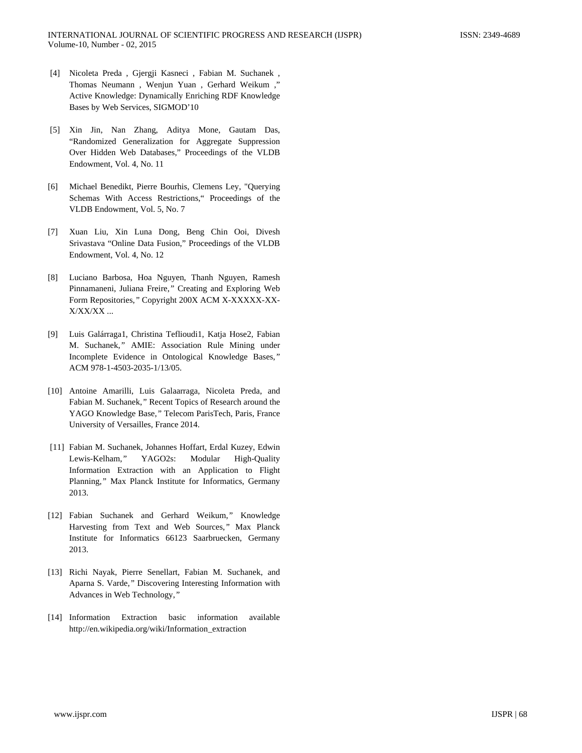[4] Nicoleta Preda , Gjergji Kasneci , Fabian M. Suchanek , Thomas Neumann , Wenjun Yuan , Gerhard Weikum ," Active Knowledge: Dynamically Enriching RDF Knowledge Bases by Web Services, SIGMOD'10

[5] Xin Jin, Nan Zhang, Aditya Mone, Gautam Das, "Randomized Generalization for Aggregate Suppression Over Hidden Web Databases," Proceedings of the VLDB Endowment, Vol. 4, No. 11

[6] Michael Benedikt, Pierre Bourhis, Clemens Ley, "Querying Schemas With Access Restrictions," Proceedings of the VLDB Endowment, Vol. 5, No. 7

[7] Xuan Liu, Xin Luna Dong, Beng Chin Ooi, Divesh Srivastava "Online Data Fusion," Proceedings of the VLDB Endowment, Vol. 4, No. 12

[8] Luciano Barbosa, Hoa Nguyen, Thanh Nguyen, Ramesh Pinnamaneni, Juliana Freire," Creating and Exploring Web Form Repositories," Copyright 200X ACM X-XXXXX-XX-X/XX/XX ...

[9] Luis Galárraga1, Christina Teflioudi1, Katja Hose2, Fabian M. Suchanek," AMIE: Association Rule Mining under Incomplete Evidence in Ontological Knowledge Bases," ACM 978-1-4503-2035-1/13/05.

[10] Antoine Amarilli, Luis Galaarraga, Nicoleta Preda, and Fabian M. Suchanek," Recent Topics of Research around the YAGO Knowledge Base," Telecom ParisTech, Paris, France University of Versailles, France 2014.

[11] Fabian M. Suchanek, Johannes Hoffart, Erdal Kuzey, Edwin Lewis-Kelham," YAGO2s: Modular High-Quality Information Extraction with an Application to Flight Planning," Max Planck Institute for Informatics, Germany 2013.

[12] Fabian Suchanek and Gerhard Weikum," Knowledge Harvesting from Text and Web Sources," Max Planck Institute for Informatics 66123 Saarbruecken, Germany 2013.

[13] Richi Nayak, Pierre Senellart, Fabian M. Suchanek, and Aparna S. Varde," Discovering Interesting Information with Advances in Web Technology,"

[14] Information Extraction basic information available http://en.wikipedia.org/wiki/Information_extraction